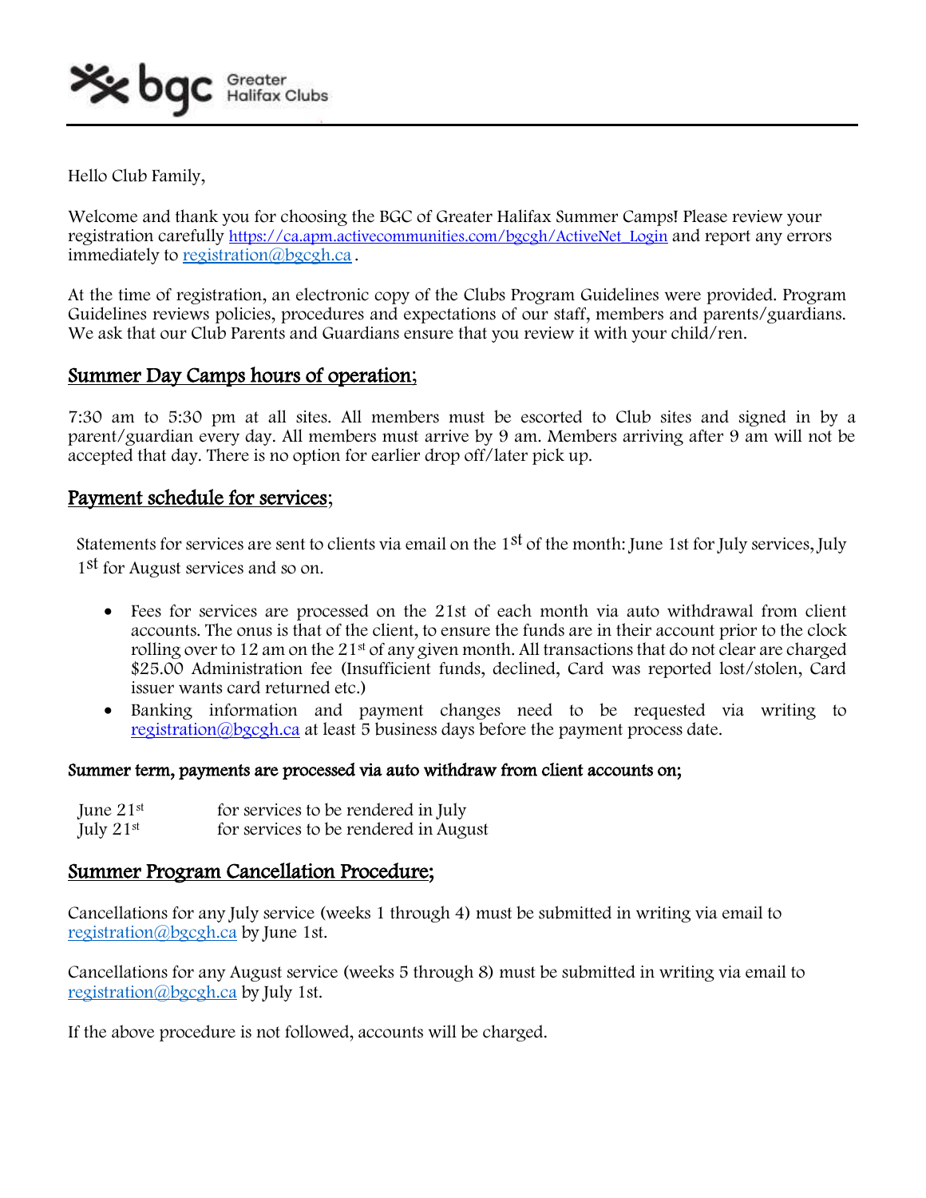Hello Club Family,

Welcome and thank you for choosing the BGC of Greater Halifax Summer Camps! Please review your registration carefully https://ca.apm.activecommunities.com/bgcgh/ActiveNet_Login and report any errors immediately to registration@bgcgh.ca .

At the time of registration, an electronic copy of the Clubs Program Guidelines were provided. Program Guidelines reviews policies, procedures and expectations of our staff, members and parents/guardians. We ask that our Club Parents and Guardians ensure that you review it with your child/ren.

## Summer Day Camps hours of operation;

7:30 am to 5:30 pm at all sites. All members must be escorted to Club sites and signed in by a parent/guardian every day. All members must arrive by 9 am. Members arriving after 9 am will not be accepted that day. There is no option for earlier drop off/later pick up.

## Payment schedule for services;

Statements for services are sent to clients via email on the 1st of the month: June 1st for July services, July 1st for August services and so on.

- Fees for services are processed on the 21st of each month via auto withdrawal from client accounts. The onus is that of the client, to ensure the funds are in their account prior to the clock rolling over to 12 am on the 21st of any given month. All transactions that do not clear are charged $25.00 Administration fee (Insufficient funds, declined, Card was reported lost/stolen, Card issuer wants card returned etc.)
- Banking information and payment changes need to be requested via writing to registration@bgcgh.ca at least 5 business days before the payment process date.

**Summer term, payments are processed via auto withdraw from client accounts on;**

| | |
|---|---|
| June 21st | for services to be rendered in July |
| July 21st | for services to be rendered in August |

## Summer Program Cancellation Procedure;

Cancellations for any July service (weeks 1 through 4) must be submitted in writing via email to registration@bgcgh.ca by June 1st.

Cancellations for any August service (weeks 5 through 8) must be submitted in writing via email to registration@bgcgh.ca by July 1st.

If the above procedure is not followed, accounts will be charged.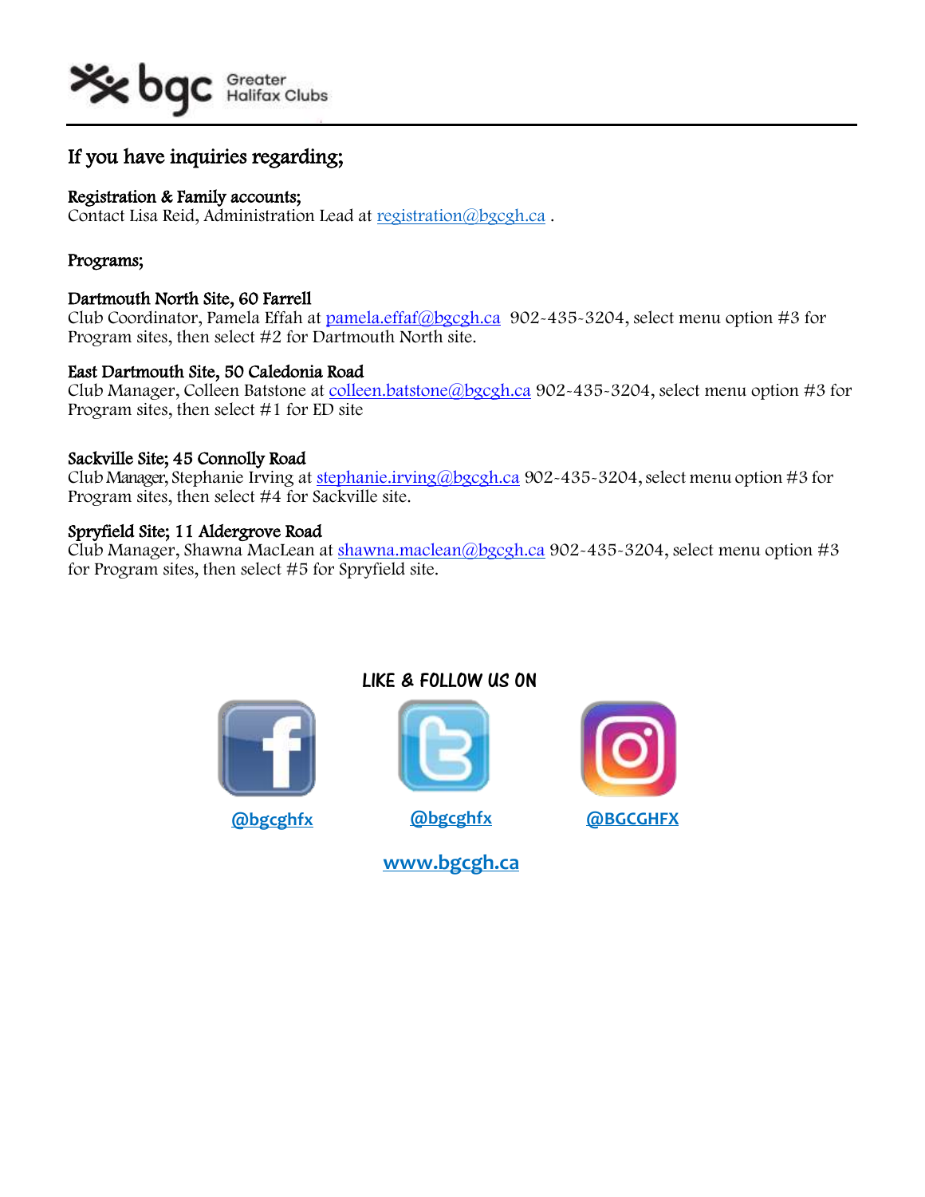bgc Greater Halifax Clubs

## If you have inquiries regarding;

**Registration & Family accounts;**
Contact Lisa Reid, Administration Lead at registration@bgcgh.ca .

**Programs;**

**Dartmouth North Site, 60 Farrell**
Club Coordinator, Pamela Effah at pamela.effaf@bgcgh.ca 902-435-3204, select menu option #3 for Program sites, then select #2 for Dartmouth North site.

**East Dartmouth Site, 50 Caledonia Road**
Club Manager, Colleen Batstone at colleen.batstone@bgcgh.ca 902-435-3204, select menu option #3 for Program sites, then select #1 for ED site

**Sackville Site; 45 Connolly Road**
Club Manager, Stephanie Irving at stephanie.irving@bgcgh.ca 902-435-3204, select menu option #3 for Program sites, then select #4 for Sackville site.

**Spryfield Site; 11 Aldergrove Road**
Club Manager, Shawna MacLean at shawna.maclean@bgcgh.ca 902-435-3204, select menu option #3 for Program sites, then select #5 for Spryfield site.

**LIKE & FOLLOW US ON**

@bgcghfx

@bgcghfx

@BGCGHFX

www.bgcgh.ca